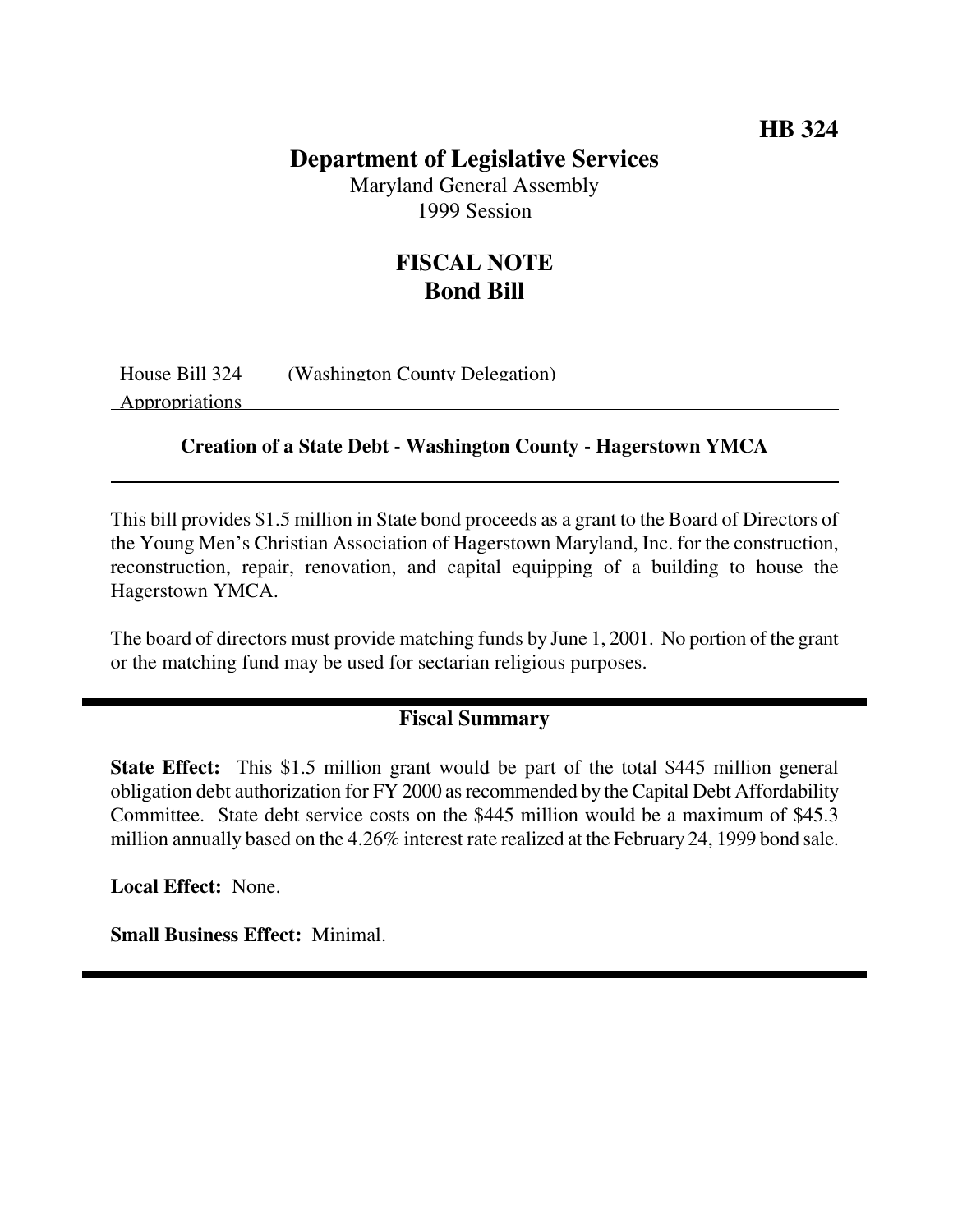HB 324

# Department of Legislative Services

Maryland General Assembly
1999 Session

## FISCAL NOTE
## Bond Bill

House Bill 324 (Washington County Delegation)
Appropriations

**Creation of a State Debt - Washington County - Hagerstown YMCA**

This bill provides $1.5 million in State bond proceeds as a grant to the Board of Directors of the Young Men's Christian Association of Hagerstown Maryland, Inc. for the construction, reconstruction, repair, renovation, and capital equipping of a building to house the Hagerstown YMCA.

The board of directors must provide matching funds by June 1, 2001. No portion of the grant or the matching fund may be used for sectarian religious purposes.

## Fiscal Summary

**State Effect:** This $1.5 million grant would be part of the total $445 million general obligation debt authorization for FY 2000 as recommended by the Capital Debt Affordability Committee. State debt service costs on the $445 million would be a maximum of $45.3 million annually based on the 4.26% interest rate realized at the February 24, 1999 bond sale.

**Local Effect:** None.

**Small Business Effect:** Minimal.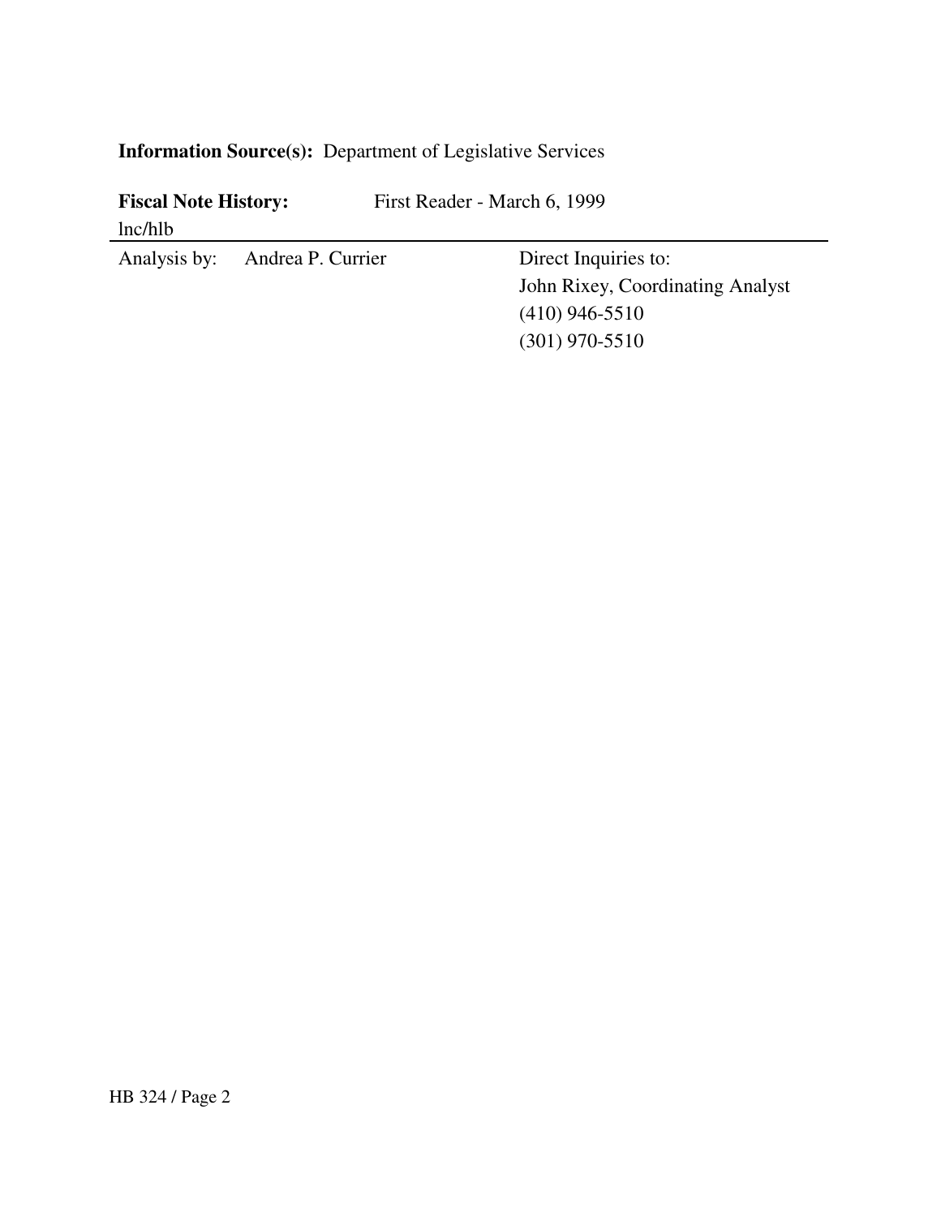**Information Source(s):** Department of Legislative Services

**Fiscal Note History:** First Reader - March 6, 1999

lnc/hlb

---

Analysis by: Andrea P. Currier

Direct Inquiries to:
John Rixey, Coordinating Analyst
(410) 946-5510
(301) 970-5510